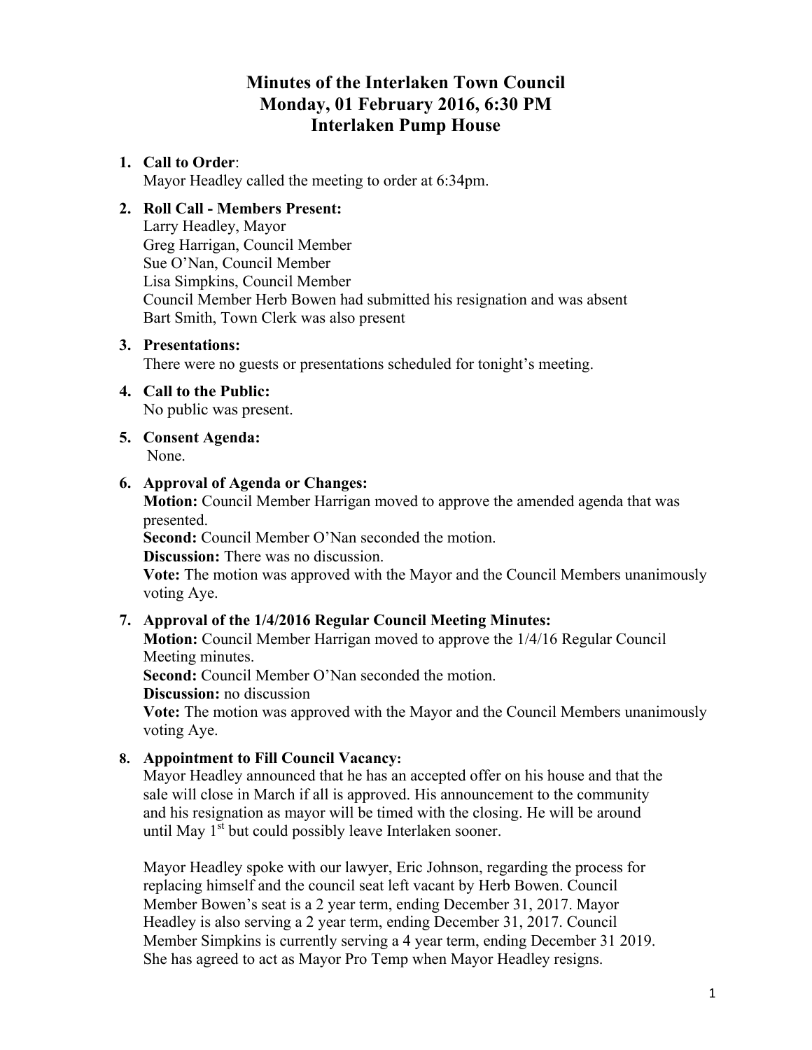# Minutes of the Interlaken Town Council
# Monday, 01 February 2016, 6:30 PM
# Interlaken Pump House

1. **Call to Order**:
   Mayor Headley called the meeting to order at 6:34pm.

2. **Roll Call - Members Present:**
   Larry Headley, Mayor
   Greg Harrigan, Council Member
   Sue O'Nan, Council Member
   Lisa Simpkins, Council Member
   Council Member Herb Bowen had submitted his resignation and was absent
   Bart Smith, Town Clerk was also present

3. **Presentations:**
   There were no guests or presentations scheduled for tonight's meeting.

4. **Call to the Public:**
   No public was present.

5. **Consent Agenda:**
   None.

6. **Approval of Agenda or Changes:**
   **Motion:** Council Member Harrigan moved to approve the amended agenda that was presented.
   **Second:** Council Member O'Nan seconded the motion.
   **Discussion:** There was no discussion.
   **Vote:** The motion was approved with the Mayor and the Council Members unanimously voting Aye.

7. **Approval of the 1/4/2016 Regular Council Meeting Minutes:**
   **Motion:** Council Member Harrigan moved to approve the 1/4/16 Regular Council Meeting minutes.
   **Second:** Council Member O'Nan seconded the motion.
   **Discussion:** no discussion
   **Vote:** The motion was approved with the Mayor and the Council Members unanimously voting Aye.

8. **Appointment to Fill Council Vacancy:**
   Mayor Headley announced that he has an accepted offer on his house and that the sale will close in March if all is approved. His announcement to the community and his resignation as mayor will be timed with the closing. He will be around until May 1st but could possibly leave Interlaken sooner.

   Mayor Headley spoke with our lawyer, Eric Johnson, regarding the process for replacing himself and the council seat left vacant by Herb Bowen. Council Member Bowen's seat is a 2 year term, ending December 31, 2017. Mayor Headley is also serving a 2 year term, ending December 31, 2017. Council Member Simpkins is currently serving a 4 year term, ending December 31 2019. She has agreed to act as Mayor Pro Temp when Mayor Headley resigns.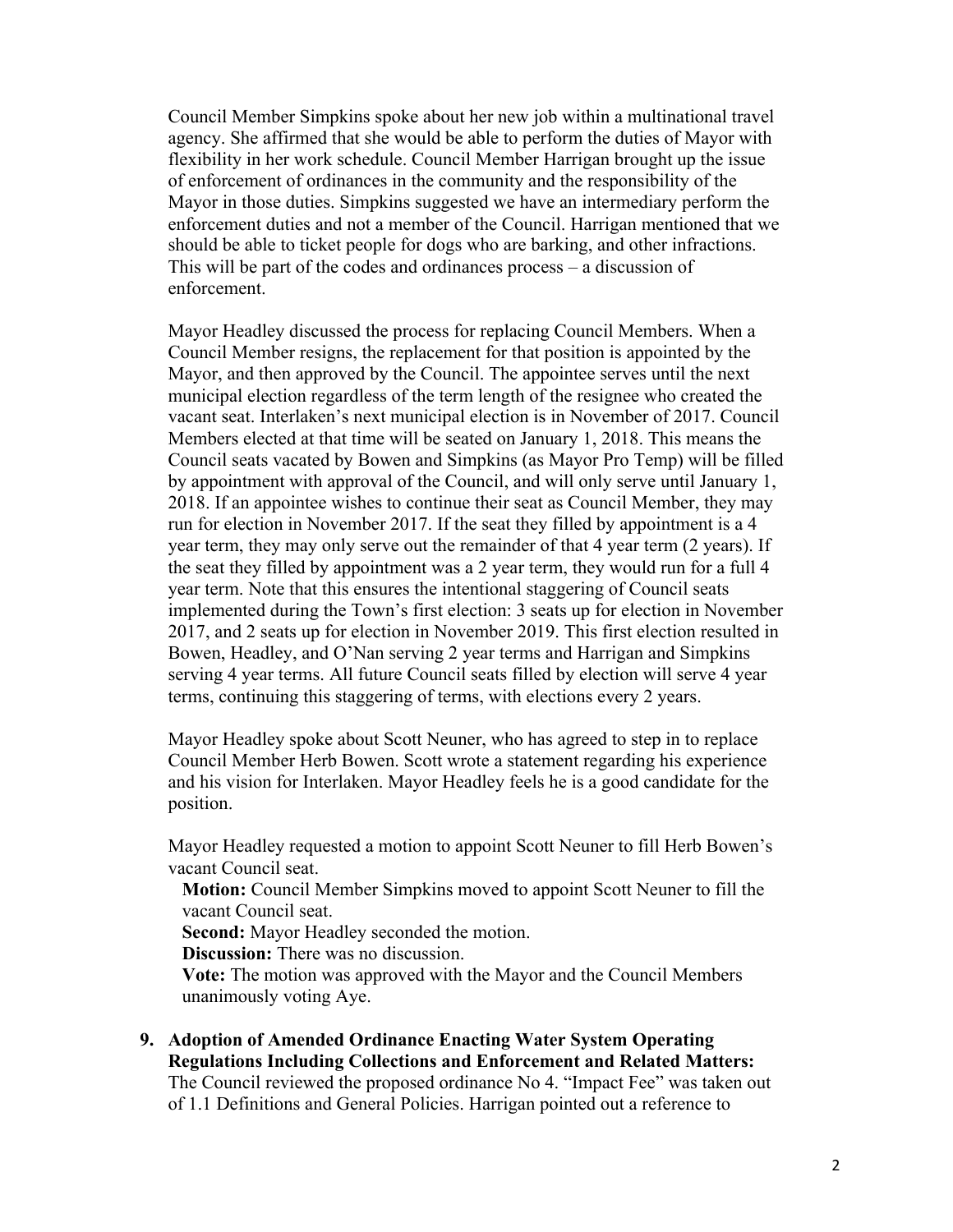Council Member Simpkins spoke about her new job within a multinational travel agency. She affirmed that she would be able to perform the duties of Mayor with flexibility in her work schedule. Council Member Harrigan brought up the issue of enforcement of ordinances in the community and the responsibility of the Mayor in those duties. Simpkins suggested we have an intermediary perform the enforcement duties and not a member of the Council. Harrigan mentioned that we should be able to ticket people for dogs who are barking, and other infractions. This will be part of the codes and ordinances process – a discussion of enforcement.

Mayor Headley discussed the process for replacing Council Members. When a Council Member resigns, the replacement for that position is appointed by the Mayor, and then approved by the Council. The appointee serves until the next municipal election regardless of the term length of the resignee who created the vacant seat. Interlaken's next municipal election is in November of 2017. Council Members elected at that time will be seated on January 1, 2018. This means the Council seats vacated by Bowen and Simpkins (as Mayor Pro Temp) will be filled by appointment with approval of the Council, and will only serve until January 1, 2018. If an appointee wishes to continue their seat as Council Member, they may run for election in November 2017. If the seat they filled by appointment is a 4 year term, they may only serve out the remainder of that 4 year term (2 years). If the seat they filled by appointment was a 2 year term, they would run for a full 4 year term. Note that this ensures the intentional staggering of Council seats implemented during the Town's first election: 3 seats up for election in November 2017, and 2 seats up for election in November 2019. This first election resulted in Bowen, Headley, and O'Nan serving 2 year terms and Harrigan and Simpkins serving 4 year terms. All future Council seats filled by election will serve 4 year terms, continuing this staggering of terms, with elections every 2 years.

Mayor Headley spoke about Scott Neuner, who has agreed to step in to replace Council Member Herb Bowen. Scott wrote a statement regarding his experience and his vision for Interlaken. Mayor Headley feels he is a good candidate for the position.

Mayor Headley requested a motion to appoint Scott Neuner to fill Herb Bowen's vacant Council seat.

**Motion:** Council Member Simpkins moved to appoint Scott Neuner to fill the vacant Council seat.
**Second:** Mayor Headley seconded the motion.
**Discussion:** There was no discussion.
**Vote:** The motion was approved with the Mayor and the Council Members unanimously voting Aye.

9. **Adoption of Amended Ordinance Enacting Water System Operating Regulations Including Collections and Enforcement and Related Matters:** The Council reviewed the proposed ordinance No 4. "Impact Fee" was taken out of 1.1 Definitions and General Policies. Harrigan pointed out a reference to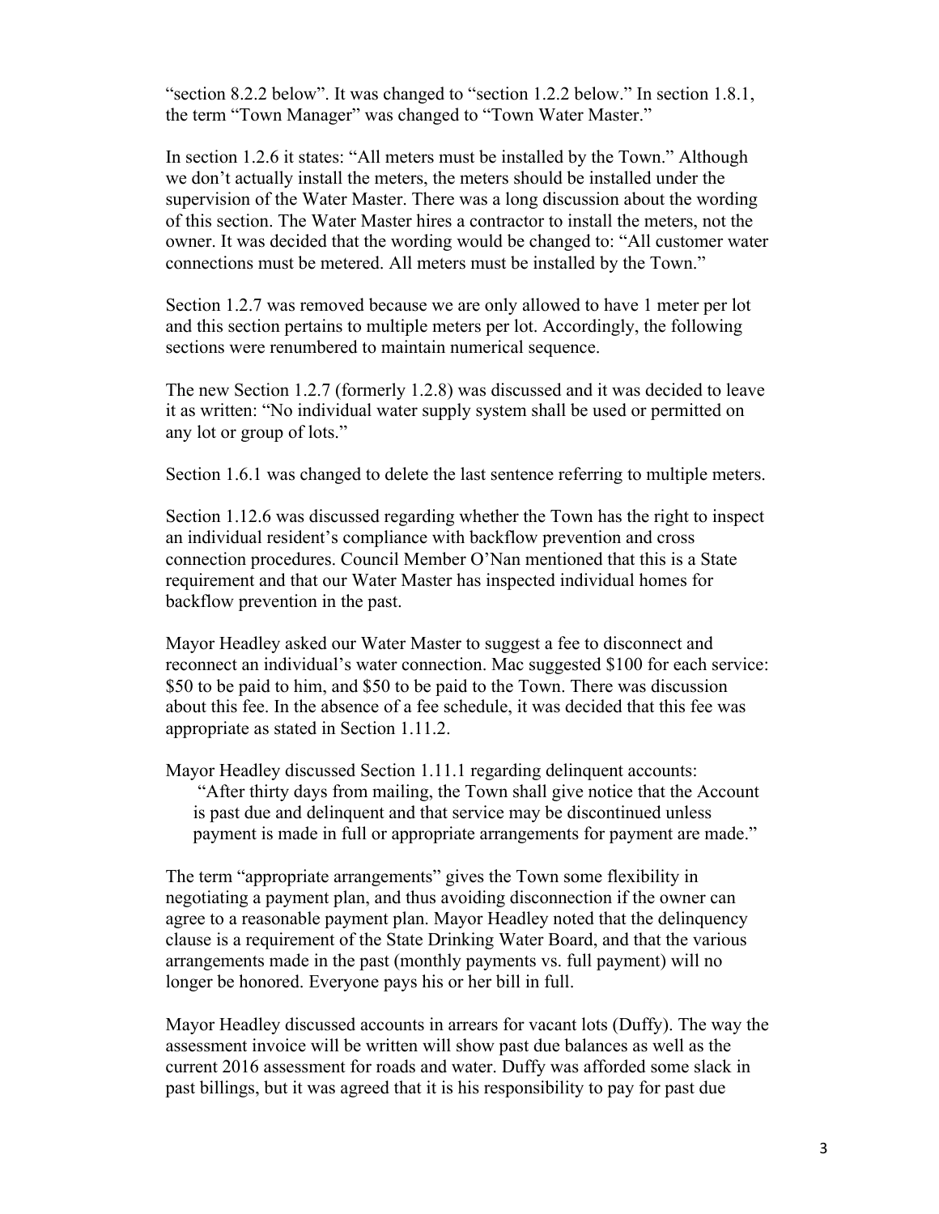"section 8.2.2 below". It was changed to "section 1.2.2 below." In section 1.8.1, the term "Town Manager" was changed to "Town Water Master."

In section 1.2.6 it states: "All meters must be installed by the Town." Although we don't actually install the meters, the meters should be installed under the supervision of the Water Master. There was a long discussion about the wording of this section. The Water Master hires a contractor to install the meters, not the owner. It was decided that the wording would be changed to: "All customer water connections must be metered. All meters must be installed by the Town."

Section 1.2.7 was removed because we are only allowed to have 1 meter per lot and this section pertains to multiple meters per lot. Accordingly, the following sections were renumbered to maintain numerical sequence.

The new Section 1.2.7 (formerly 1.2.8) was discussed and it was decided to leave it as written: "No individual water supply system shall be used or permitted on any lot or group of lots."

Section 1.6.1 was changed to delete the last sentence referring to multiple meters.

Section 1.12.6 was discussed regarding whether the Town has the right to inspect an individual resident's compliance with backflow prevention and cross connection procedures. Council Member O'Nan mentioned that this is a State requirement and that our Water Master has inspected individual homes for backflow prevention in the past.

Mayor Headley asked our Water Master to suggest a fee to disconnect and reconnect an individual's water connection. Mac suggested $100 for each service: $50 to be paid to him, and $50 to be paid to the Town. There was discussion about this fee. In the absence of a fee schedule, it was decided that this fee was appropriate as stated in Section 1.11.2.

Mayor Headley discussed Section 1.11.1 regarding delinquent accounts:

> "After thirty days from mailing, the Town shall give notice that the Account is past due and delinquent and that service may be discontinued unless payment is made in full or appropriate arrangements for payment are made."

The term "appropriate arrangements" gives the Town some flexibility in negotiating a payment plan, and thus avoiding disconnection if the owner can agree to a reasonable payment plan. Mayor Headley noted that the delinquency clause is a requirement of the State Drinking Water Board, and that the various arrangements made in the past (monthly payments vs. full payment) will no longer be honored. Everyone pays his or her bill in full.

Mayor Headley discussed accounts in arrears for vacant lots (Duffy). The way the assessment invoice will be written will show past due balances as well as the current 2016 assessment for roads and water. Duffy was afforded some slack in past billings, but it was agreed that it is his responsibility to pay for past due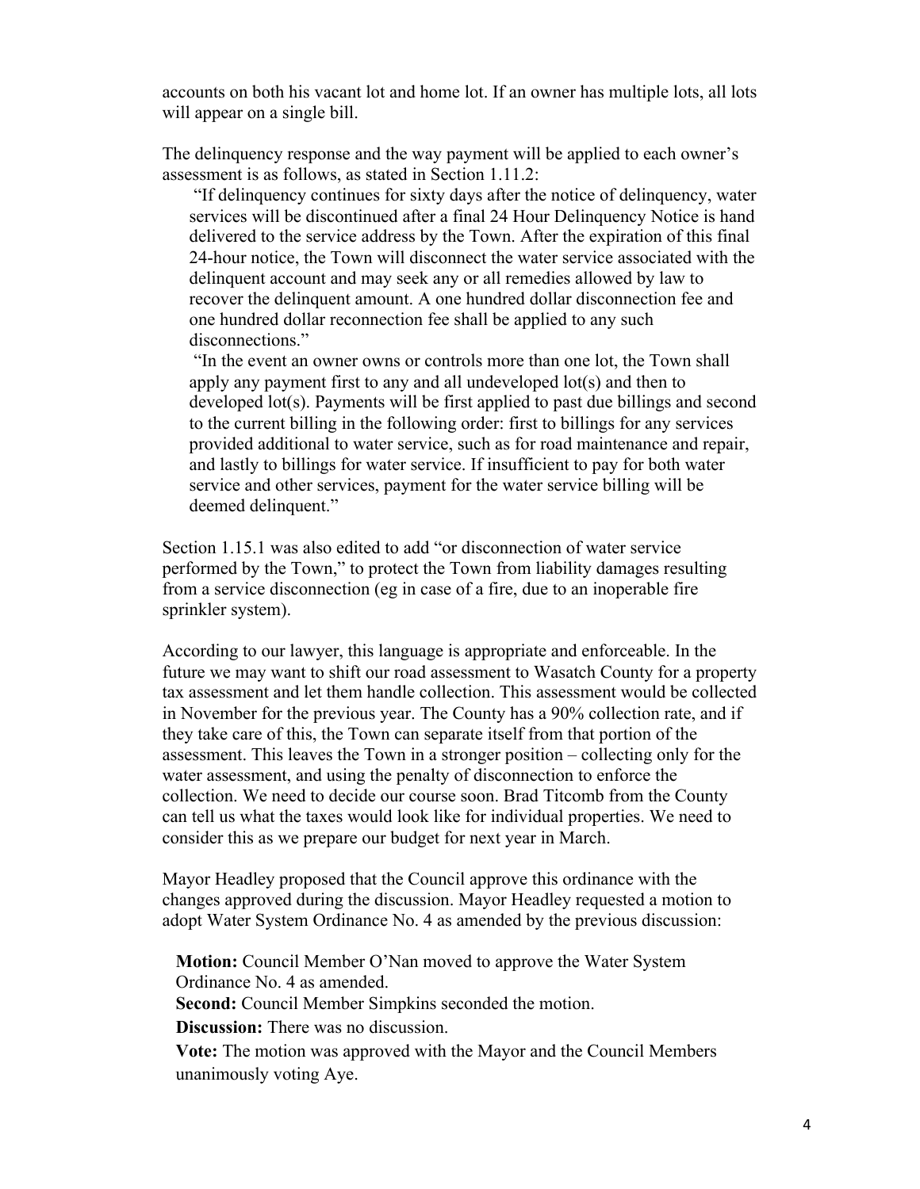accounts on both his vacant lot and home lot. If an owner has multiple lots, all lots will appear on a single bill.

The delinquency response and the way payment will be applied to each owner's assessment is as follows, as stated in Section 1.11.2:

> "If delinquency continues for sixty days after the notice of delinquency, water services will be discontinued after a final 24 Hour Delinquency Notice is hand delivered to the service address by the Town. After the expiration of this final 24-hour notice, the Town will disconnect the water service associated with the delinquent account and may seek any or all remedies allowed by law to recover the delinquent amount. A one hundred dollar disconnection fee and one hundred dollar reconnection fee shall be applied to any such disconnections."
>
> "In the event an owner owns or controls more than one lot, the Town shall apply any payment first to any and all undeveloped lot(s) and then to developed lot(s). Payments will be first applied to past due billings and second to the current billing in the following order: first to billings for any services provided additional to water service, such as for road maintenance and repair, and lastly to billings for water service. If insufficient to pay for both water service and other services, payment for the water service billing will be deemed delinquent."

Section 1.15.1 was also edited to add "or disconnection of water service performed by the Town," to protect the Town from liability damages resulting from a service disconnection (eg in case of a fire, due to an inoperable fire sprinkler system).

According to our lawyer, this language is appropriate and enforceable. In the future we may want to shift our road assessment to Wasatch County for a property tax assessment and let them handle collection. This assessment would be collected in November for the previous year. The County has a 90% collection rate, and if they take care of this, the Town can separate itself from that portion of the assessment. This leaves the Town in a stronger position – collecting only for the water assessment, and using the penalty of disconnection to enforce the collection. We need to decide our course soon. Brad Titcomb from the County can tell us what the taxes would look like for individual properties. We need to consider this as we prepare our budget for next year in March.

Mayor Headley proposed that the Council approve this ordinance with the changes approved during the discussion. Mayor Headley requested a motion to adopt Water System Ordinance No. 4 as amended by the previous discussion:

**Motion:** Council Member O'Nan moved to approve the Water System Ordinance No. 4 as amended.

**Second:** Council Member Simpkins seconded the motion.

**Discussion:** There was no discussion.

**Vote:** The motion was approved with the Mayor and the Council Members unanimously voting Aye.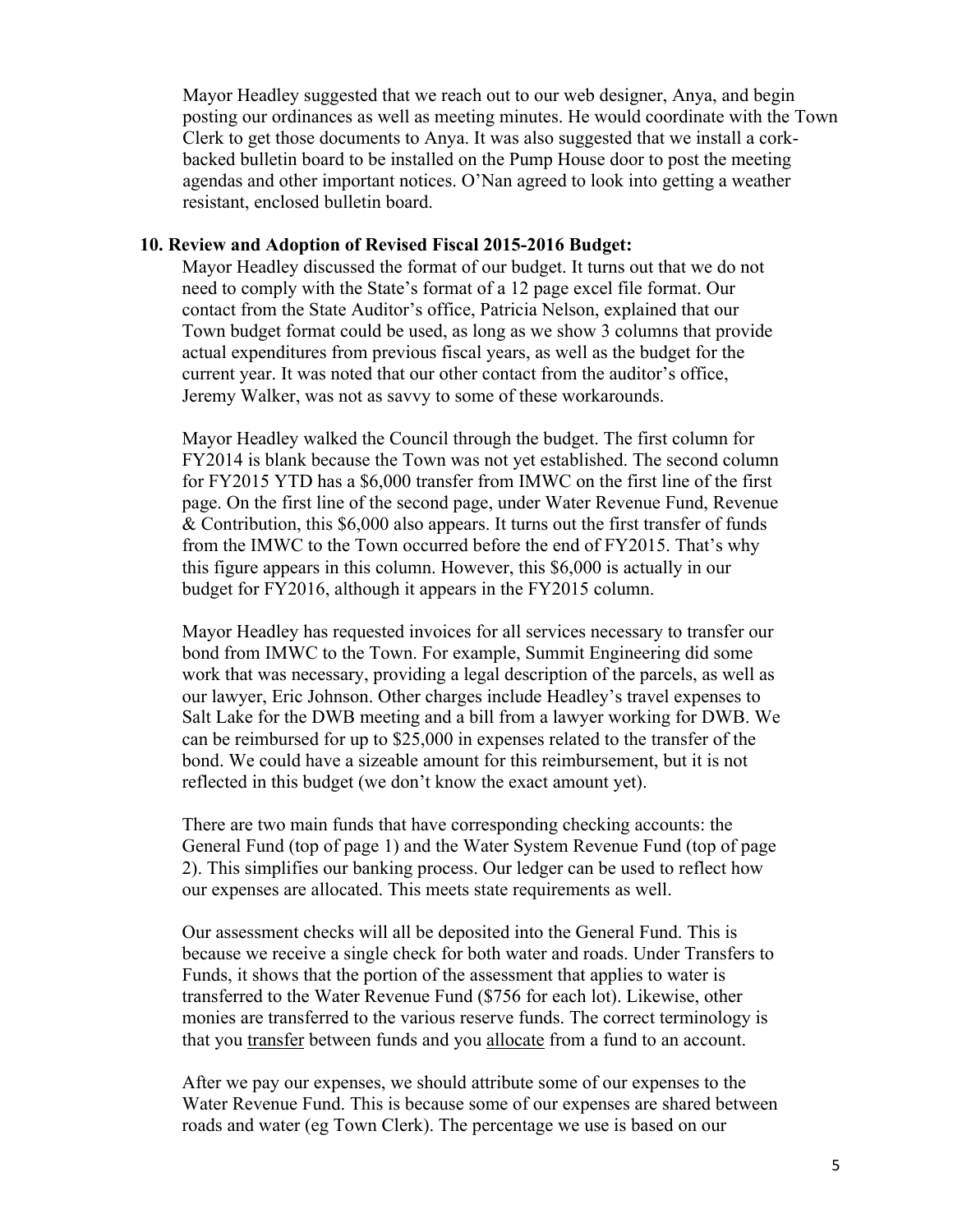Mayor Headley suggested that we reach out to our web designer, Anya, and begin posting our ordinances as well as meeting minutes. He would coordinate with the Town Clerk to get those documents to Anya. It was also suggested that we install a cork-backed bulletin board to be installed on the Pump House door to post the meeting agendas and other important notices. O'Nan agreed to look into getting a weather resistant, enclosed bulletin board.

**10. Review and Adoption of Revised Fiscal 2015-2016 Budget:**

Mayor Headley discussed the format of our budget. It turns out that we do not need to comply with the State's format of a 12 page excel file format. Our contact from the State Auditor's office, Patricia Nelson, explained that our Town budget format could be used, as long as we show 3 columns that provide actual expenditures from previous fiscal years, as well as the budget for the current year. It was noted that our other contact from the auditor's office, Jeremy Walker, was not as savvy to some of these workarounds.

Mayor Headley walked the Council through the budget. The first column for FY2014 is blank because the Town was not yet established. The second column for FY2015 YTD has a $6,000 transfer from IMWC on the first line of the first page. On the first line of the second page, under Water Revenue Fund, Revenue & Contribution, this $6,000 also appears. It turns out the first transfer of funds from the IMWC to the Town occurred before the end of FY2015. That's why this figure appears in this column. However, this $6,000 is actually in our budget for FY2016, although it appears in the FY2015 column.

Mayor Headley has requested invoices for all services necessary to transfer our bond from IMWC to the Town. For example, Summit Engineering did some work that was necessary, providing a legal description of the parcels, as well as our lawyer, Eric Johnson. Other charges include Headley's travel expenses to Salt Lake for the DWB meeting and a bill from a lawyer working for DWB. We can be reimbursed for up to $25,000 in expenses related to the transfer of the bond. We could have a sizeable amount for this reimbursement, but it is not reflected in this budget (we don't know the exact amount yet).

There are two main funds that have corresponding checking accounts: the General Fund (top of page 1) and the Water System Revenue Fund (top of page 2). This simplifies our banking process. Our ledger can be used to reflect how our expenses are allocated. This meets state requirements as well.

Our assessment checks will all be deposited into the General Fund. This is because we receive a single check for both water and roads. Under Transfers to Funds, it shows that the portion of the assessment that applies to water is transferred to the Water Revenue Fund ($756 for each lot). Likewise, other monies are transferred to the various reserve funds. The correct terminology is that you <u>transfer</u> between funds and you <u>allocate</u> from a fund to an account.

After we pay our expenses, we should attribute some of our expenses to the Water Revenue Fund. This is because some of our expenses are shared between roads and water (eg Town Clerk). The percentage we use is based on our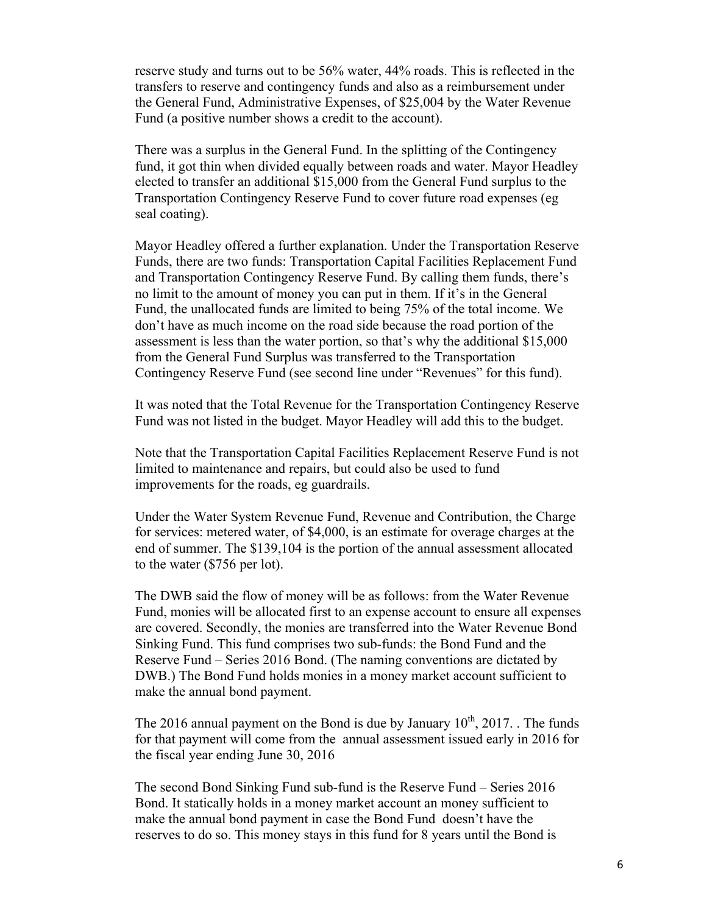reserve study and turns out to be 56% water, 44% roads. This is reflected in the transfers to reserve and contingency funds and also as a reimbursement under the General Fund, Administrative Expenses, of $25,004 by the Water Revenue Fund (a positive number shows a credit to the account).

There was a surplus in the General Fund. In the splitting of the Contingency fund, it got thin when divided equally between roads and water. Mayor Headley elected to transfer an additional $15,000 from the General Fund surplus to the Transportation Contingency Reserve Fund to cover future road expenses (eg seal coating).

Mayor Headley offered a further explanation. Under the Transportation Reserve Funds, there are two funds: Transportation Capital Facilities Replacement Fund and Transportation Contingency Reserve Fund. By calling them funds, there's no limit to the amount of money you can put in them. If it's in the General Fund, the unallocated funds are limited to being 75% of the total income. We don't have as much income on the road side because the road portion of the assessment is less than the water portion, so that's why the additional $15,000 from the General Fund Surplus was transferred to the Transportation Contingency Reserve Fund (see second line under "Revenues" for this fund).

It was noted that the Total Revenue for the Transportation Contingency Reserve Fund was not listed in the budget. Mayor Headley will add this to the budget.

Note that the Transportation Capital Facilities Replacement Reserve Fund is not limited to maintenance and repairs, but could also be used to fund improvements for the roads, eg guardrails.

Under the Water System Revenue Fund, Revenue and Contribution, the Charge for services: metered water, of $4,000, is an estimate for overage charges at the end of summer. The $139,104 is the portion of the annual assessment allocated to the water ($756 per lot).

The DWB said the flow of money will be as follows: from the Water Revenue Fund, monies will be allocated first to an expense account to ensure all expenses are covered. Secondly, the monies are transferred into the Water Revenue Bond Sinking Fund. This fund comprises two sub-funds: the Bond Fund and the Reserve Fund – Series 2016 Bond. (The naming conventions are dictated by DWB.) The Bond Fund holds monies in a money market account sufficient to make the annual bond payment.

The 2016 annual payment on the Bond is due by January 10th, 2017. . The funds for that payment will come from the annual assessment issued early in 2016 for the fiscal year ending June 30, 2016

The second Bond Sinking Fund sub-fund is the Reserve Fund – Series 2016 Bond. It statically holds in a money market account an money sufficient to make the annual bond payment in case the Bond Fund doesn't have the reserves to do so. This money stays in this fund for 8 years until the Bond is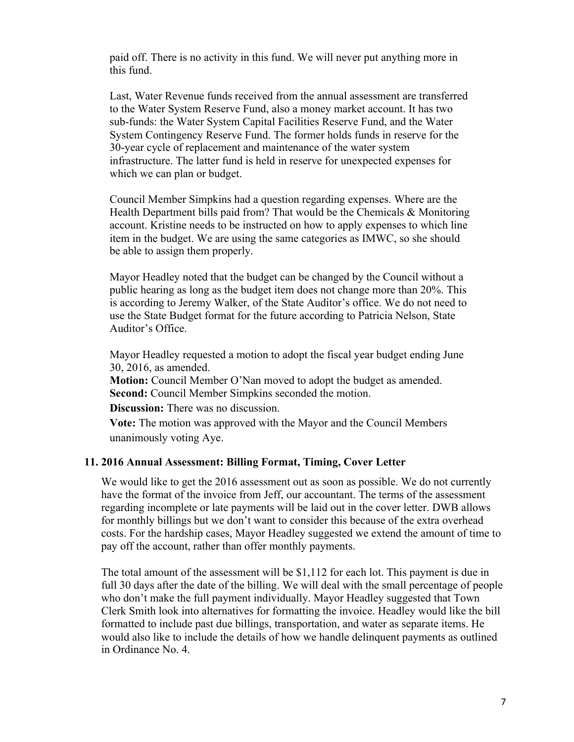paid off. There is no activity in this fund. We will never put anything more in this fund.

Last, Water Revenue funds received from the annual assessment are transferred to the Water System Reserve Fund, also a money market account. It has two sub-funds: the Water System Capital Facilities Reserve Fund, and the Water System Contingency Reserve Fund. The former holds funds in reserve for the 30-year cycle of replacement and maintenance of the water system infrastructure. The latter fund is held in reserve for unexpected expenses for which we can plan or budget.

Council Member Simpkins had a question regarding expenses. Where are the Health Department bills paid from? That would be the Chemicals & Monitoring account. Kristine needs to be instructed on how to apply expenses to which line item in the budget. We are using the same categories as IMWC, so she should be able to assign them properly.

Mayor Headley noted that the budget can be changed by the Council without a public hearing as long as the budget item does not change more than 20%. This is according to Jeremy Walker, of the State Auditor's office. We do not need to use the State Budget format for the future according to Patricia Nelson, State Auditor's Office.

Mayor Headley requested a motion to adopt the fiscal year budget ending June 30, 2016, as amended.

**Motion:** Council Member O'Nan moved to adopt the budget as amended.

**Second:** Council Member Simpkins seconded the motion.

**Discussion:** There was no discussion.

**Vote:** The motion was approved with the Mayor and the Council Members unanimously voting Aye.

### 11. 2016 Annual Assessment: Billing Format, Timing, Cover Letter

We would like to get the 2016 assessment out as soon as possible. We do not currently have the format of the invoice from Jeff, our accountant. The terms of the assessment regarding incomplete or late payments will be laid out in the cover letter. DWB allows for monthly billings but we don't want to consider this because of the extra overhead costs. For the hardship cases, Mayor Headley suggested we extend the amount of time to pay off the account, rather than offer monthly payments.

The total amount of the assessment will be $1,112 for each lot. This payment is due in full 30 days after the date of the billing. We will deal with the small percentage of people who don't make the full payment individually. Mayor Headley suggested that Town Clerk Smith look into alternatives for formatting the invoice. Headley would like the bill formatted to include past due billings, transportation, and water as separate items. He would also like to include the details of how we handle delinquent payments as outlined in Ordinance No. 4.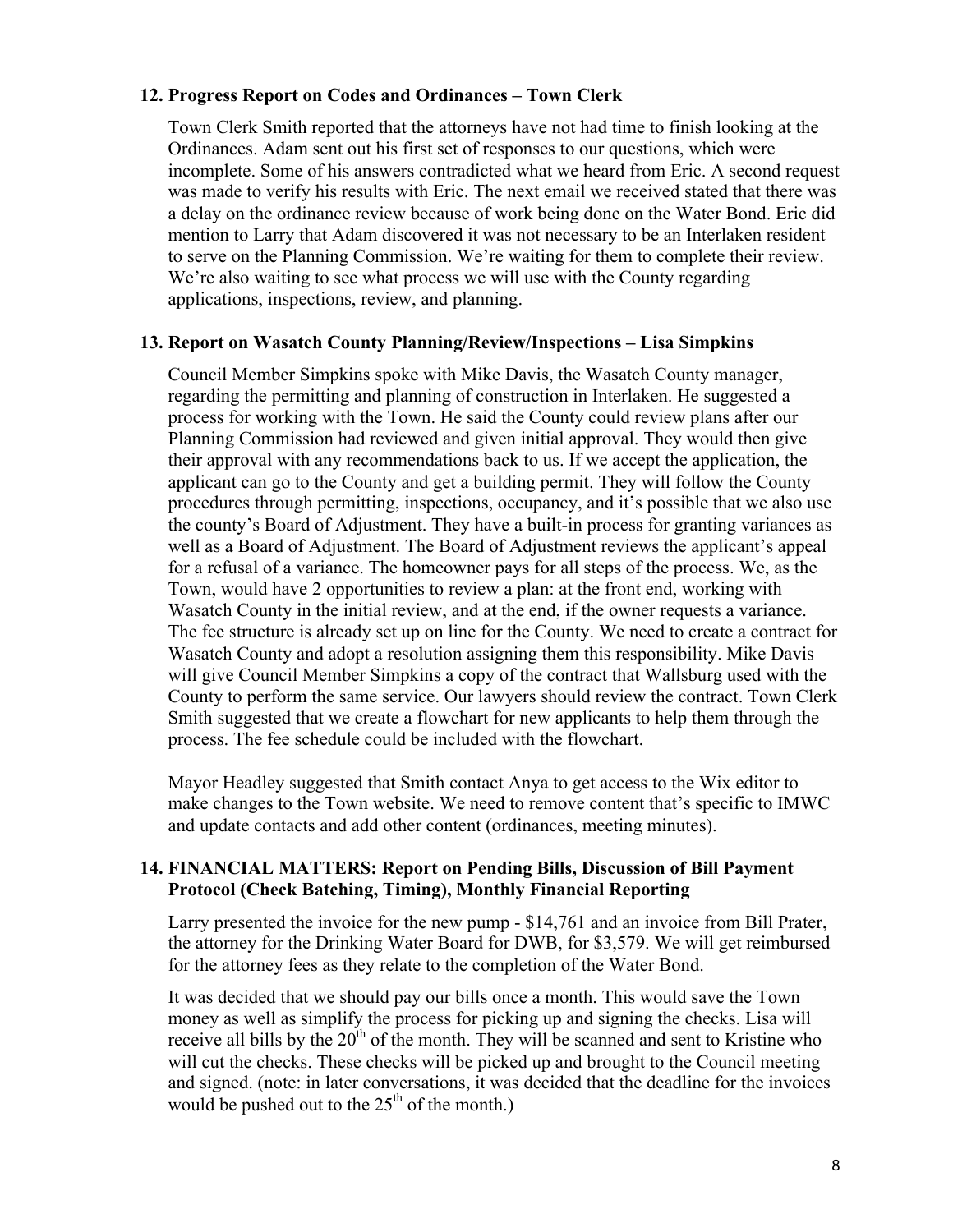## 12. Progress Report on Codes and Ordinances – Town Clerk

Town Clerk Smith reported that the attorneys have not had time to finish looking at the Ordinances. Adam sent out his first set of responses to our questions, which were incomplete. Some of his answers contradicted what we heard from Eric. A second request was made to verify his results with Eric. The next email we received stated that there was a delay on the ordinance review because of work being done on the Water Bond. Eric did mention to Larry that Adam discovered it was not necessary to be an Interlaken resident to serve on the Planning Commission. We're waiting for them to complete their review. We're also waiting to see what process we will use with the County regarding applications, inspections, review, and planning.

## 13. Report on Wasatch County Planning/Review/Inspections – Lisa Simpkins

Council Member Simpkins spoke with Mike Davis, the Wasatch County manager, regarding the permitting and planning of construction in Interlaken. He suggested a process for working with the Town. He said the County could review plans after our Planning Commission had reviewed and given initial approval. They would then give their approval with any recommendations back to us. If we accept the application, the applicant can go to the County and get a building permit. They will follow the County procedures through permitting, inspections, occupancy, and it's possible that we also use the county's Board of Adjustment. They have a built-in process for granting variances as well as a Board of Adjustment. The Board of Adjustment reviews the applicant's appeal for a refusal of a variance. The homeowner pays for all steps of the process. We, as the Town, would have 2 opportunities to review a plan: at the front end, working with Wasatch County in the initial review, and at the end, if the owner requests a variance. The fee structure is already set up on line for the County. We need to create a contract for Wasatch County and adopt a resolution assigning them this responsibility. Mike Davis will give Council Member Simpkins a copy of the contract that Wallsburg used with the County to perform the same service. Our lawyers should review the contract. Town Clerk Smith suggested that we create a flowchart for new applicants to help them through the process. The fee schedule could be included with the flowchart.

Mayor Headley suggested that Smith contact Anya to get access to the Wix editor to make changes to the Town website. We need to remove content that's specific to IMWC and update contacts and add other content (ordinances, meeting minutes).

## 14. FINANCIAL MATTERS: Report on Pending Bills, Discussion of Bill Payment Protocol (Check Batching, Timing), Monthly Financial Reporting

Larry presented the invoice for the new pump - $14,761 and an invoice from Bill Prater, the attorney for the Drinking Water Board for DWB, for $3,579. We will get reimbursed for the attorney fees as they relate to the completion of the Water Bond.

It was decided that we should pay our bills once a month. This would save the Town money as well as simplify the process for picking up and signing the checks. Lisa will receive all bills by the 20th of the month. They will be scanned and sent to Kristine who will cut the checks. These checks will be picked up and brought to the Council meeting and signed. (note: in later conversations, it was decided that the deadline for the invoices would be pushed out to the 25th of the month.)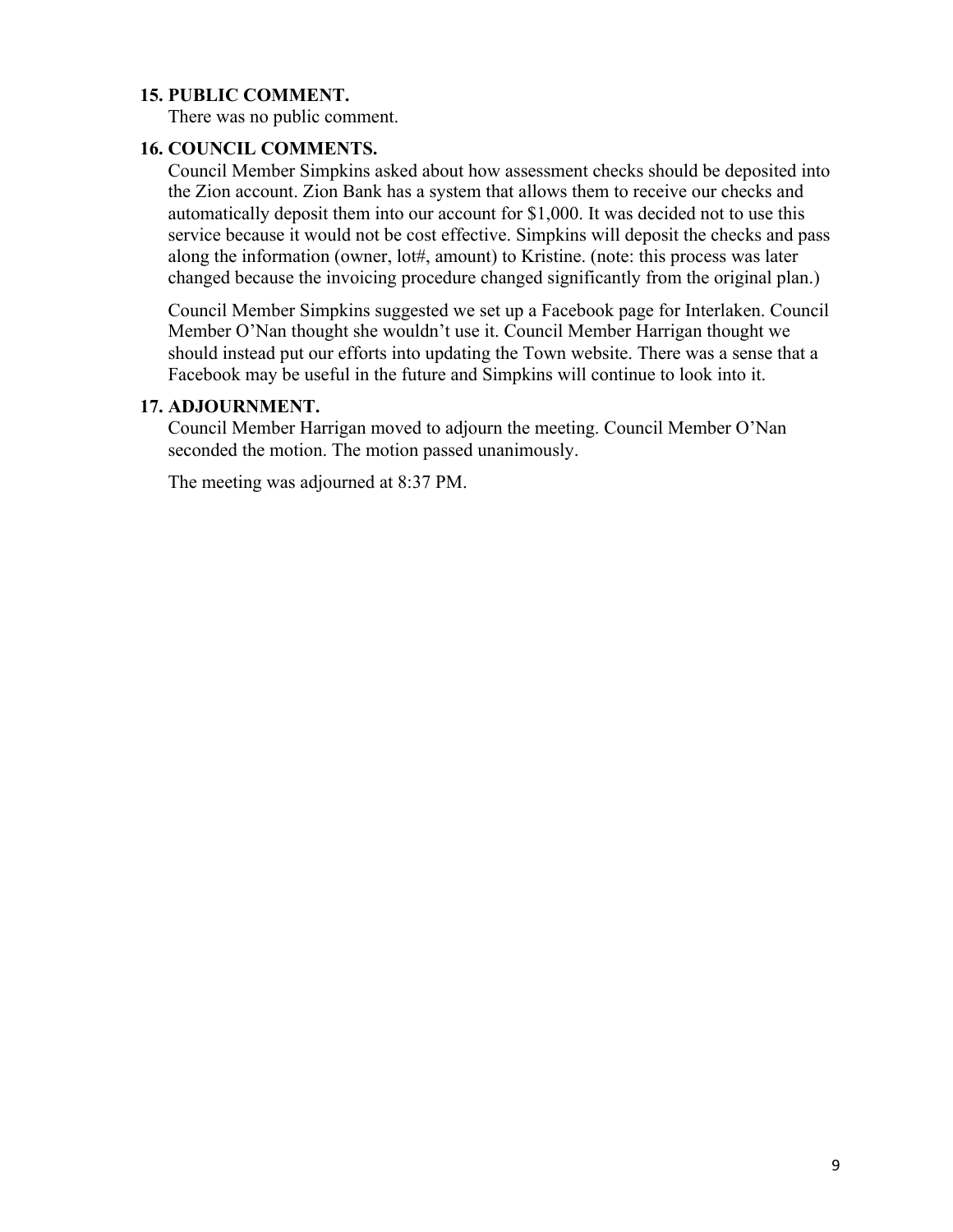**15. PUBLIC COMMENT.**

There was no public comment.

**16. COUNCIL COMMENTS.**

Council Member Simpkins asked about how assessment checks should be deposited into the Zion account. Zion Bank has a system that allows them to receive our checks and automatically deposit them into our account for $1,000. It was decided not to use this service because it would not be cost effective. Simpkins will deposit the checks and pass along the information (owner, lot#, amount) to Kristine. (note: this process was later changed because the invoicing procedure changed significantly from the original plan.)

Council Member Simpkins suggested we set up a Facebook page for Interlaken. Council Member O'Nan thought she wouldn't use it. Council Member Harrigan thought we should instead put our efforts into updating the Town website. There was a sense that a Facebook may be useful in the future and Simpkins will continue to look into it.

**17. ADJOURNMENT.**

Council Member Harrigan moved to adjourn the meeting. Council Member O'Nan seconded the motion. The motion passed unanimously.

The meeting was adjourned at 8:37 PM.